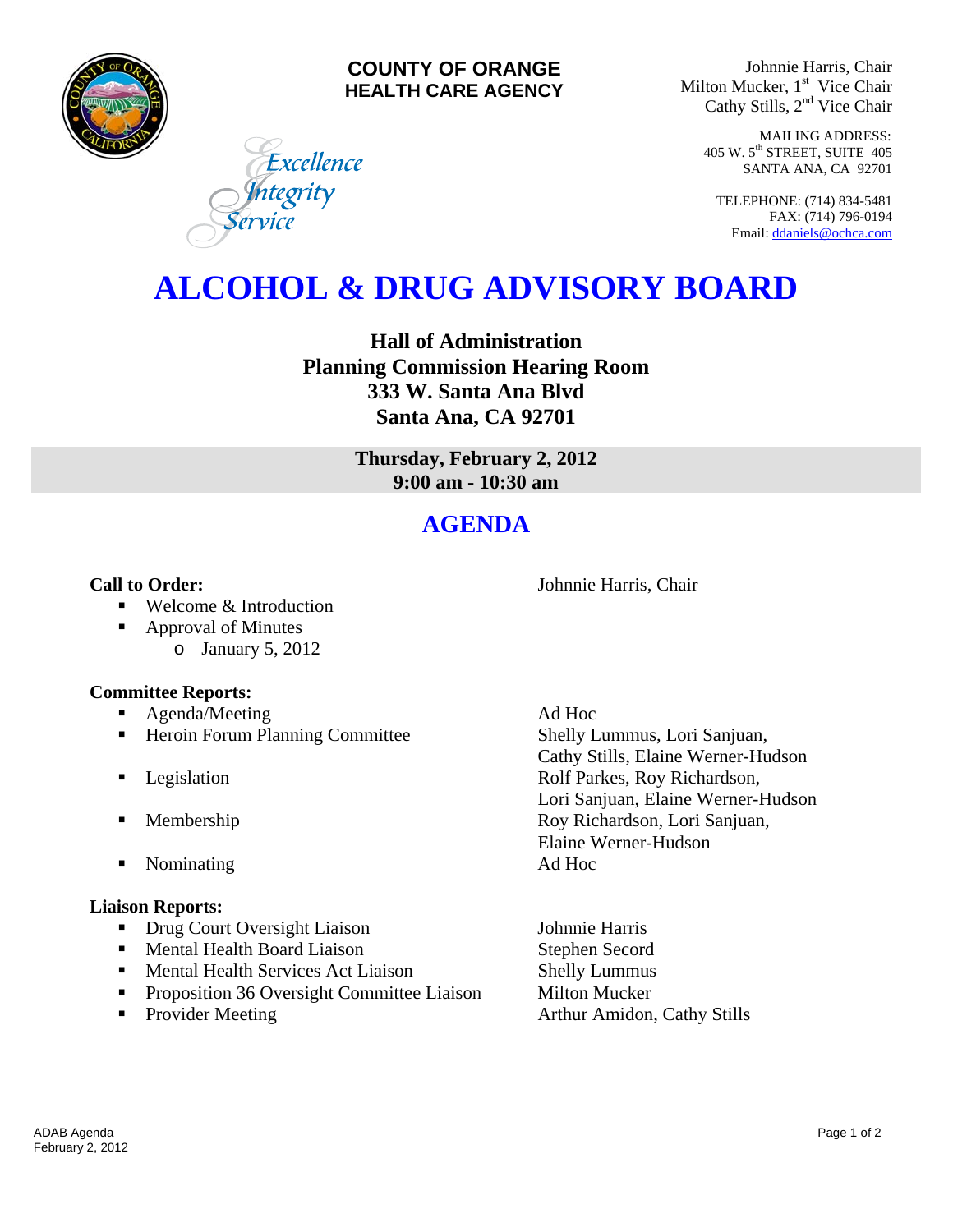**COUNTY OF ORANGE**
**HEALTH CARE AGENCY**

*Excellence*
*Integrity*
*Service*

Johnnie Harris, Chair
Milton Mucker, 1st Vice Chair
Cathy Stills, 2nd Vice Chair

MAILING ADDRESS:
405 W. 5th STREET, SUITE 405
SANTA ANA, CA 92701

TELEPHONE: (714) 834-5481
FAX: (714) 796-0194
Email: ddaniels@ochca.com

# ALCOHOL & DRUG ADVISORY BOARD

**Hall of Administration**
**Planning Commission Hearing Room**
**333 W. Santa Ana Blvd**
**Santa Ana, CA 92701**

**Thursday, February 2, 2012**
**9:00 am - 10:30 am**

## AGENDA

**Call to Order:** Johnnie Harris, Chair

- Welcome & Introduction
- Approval of Minutes
  - January 5, 2012

**Committee Reports:**

- Agenda/Meeting — Ad Hoc
- Heroin Forum Planning Committee — Shelly Lummus, Lori Sanjuan, Cathy Stills, Elaine Werner-Hudson
- Legislation — Rolf Parkes, Roy Richardson, Lori Sanjuan, Elaine Werner-Hudson
- Membership — Roy Richardson, Lori Sanjuan, Elaine Werner-Hudson
- Nominating — Ad Hoc

**Liaison Reports:**

- Drug Court Oversight Liaison — Johnnie Harris
- Mental Health Board Liaison — Stephen Secord
- Mental Health Services Act Liaison — Shelly Lummus
- Proposition 36 Oversight Committee Liaison — Milton Mucker
- Provider Meeting — Arthur Amidon, Cathy Stills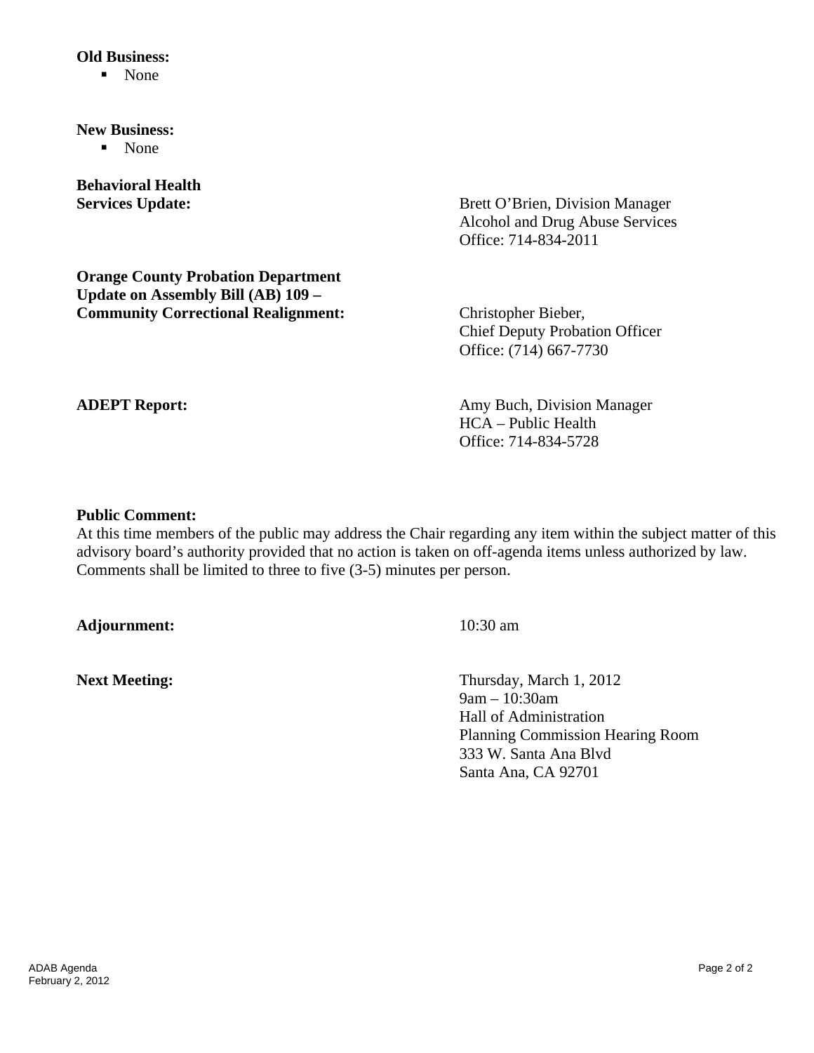**Old Business:**

- None

**New Business:**

- None

**Behavioral Health Services Update:**

Brett O'Brien, Division Manager
Alcohol and Drug Abuse Services
Office: 714-834-2011

**Orange County Probation Department Update on Assembly Bill (AB) 109 – Community Correctional Realignment:**

Christopher Bieber,
Chief Deputy Probation Officer
Office: (714) 667-7730

**ADEPT Report:**

Amy Buch, Division Manager
HCA – Public Health
Office: 714-834-5728

**Public Comment:**
At this time members of the public may address the Chair regarding any item within the subject matter of this advisory board's authority provided that no action is taken on off-agenda items unless authorized by law. Comments shall be limited to three to five (3-5) minutes per person.

**Adjournment:** 10:30 am

**Next Meeting:**

Thursday, March 1, 2012
9am – 10:30am
Hall of Administration
Planning Commission Hearing Room
333 W. Santa Ana Blvd
Santa Ana, CA 92701